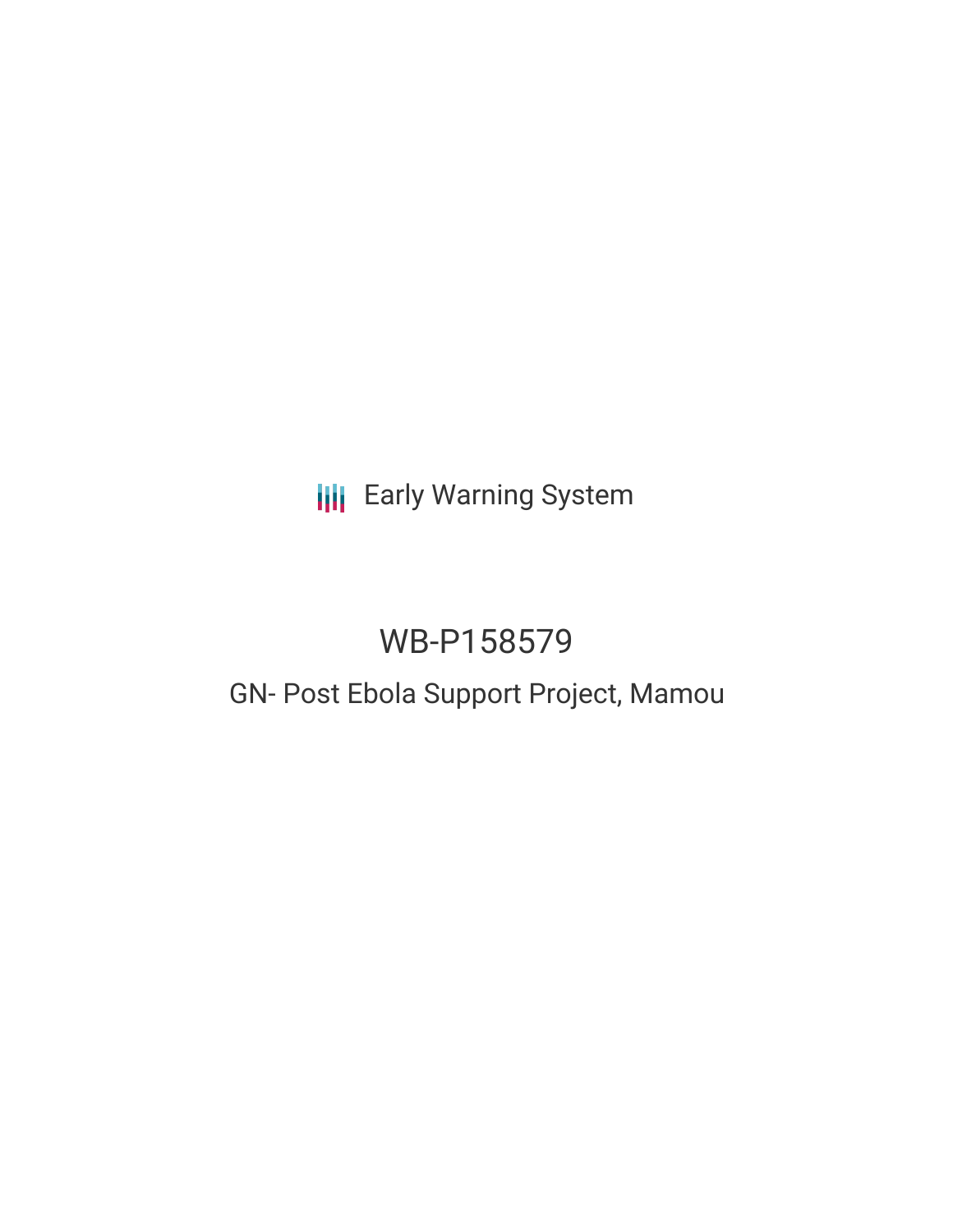Early Warning System

# WB-P158579

## GN- Post Ebola Support Project, Mamou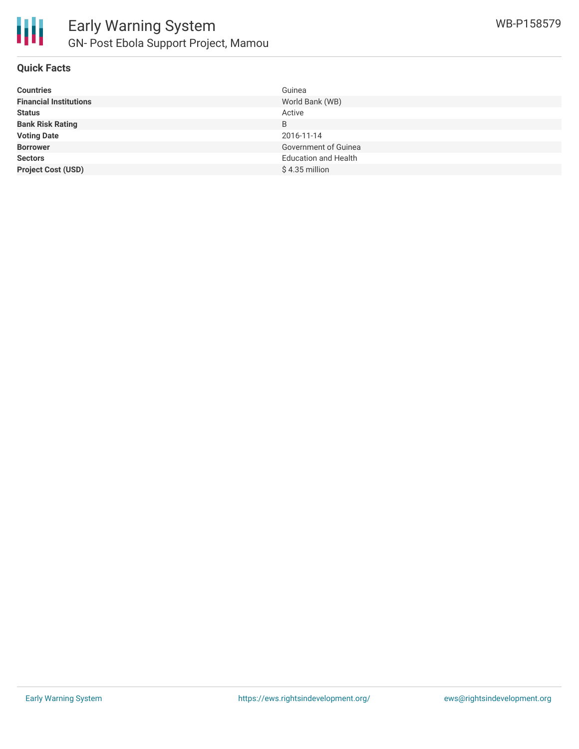# Early Warning System

## GN- Post Ebola Support Project, Mamou

WB-P158579

### Quick Facts

| | |
|---|---|
| **Countries** | Guinea |
| **Financial Institutions** | World Bank (WB) |
| **Status** | Active |
| **Bank Risk Rating** | B |
| **Voting Date** | 2016-11-14 |
| **Borrower** | Government of Guinea |
| **Sectors** | Education and Health |
| **Project Cost (USD)** | $ 4.35 million |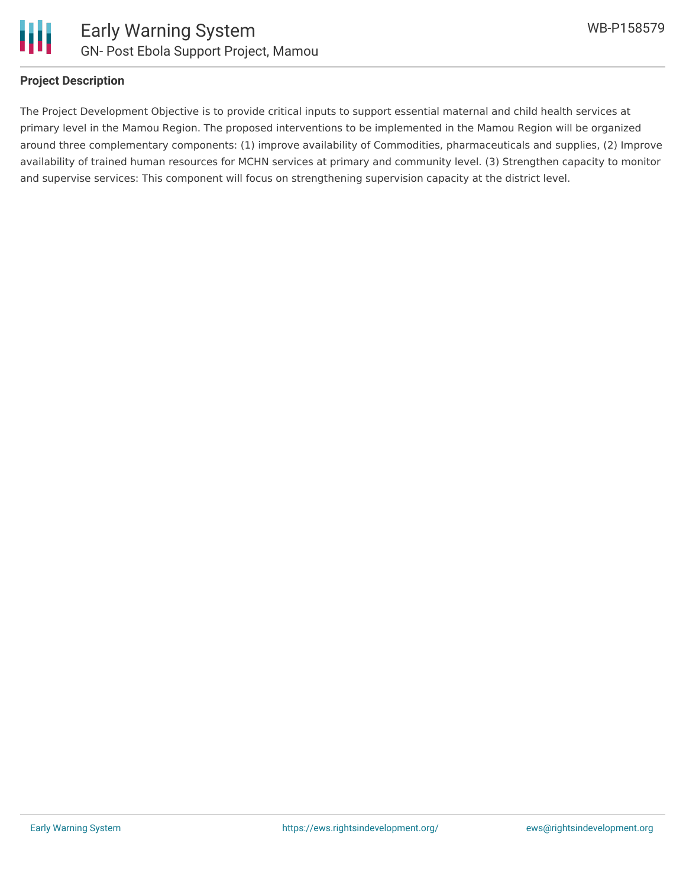## Project Description

The Project Development Objective is to provide critical inputs to support essential maternal and child health services at primary level in the Mamou Region. The proposed interventions to be implemented in the Mamou Region will be organized around three complementary components: (1) improve availability of Commodities, pharmaceuticals and supplies, (2) Improve availability of trained human resources for MCHN services at primary and community level. (3) Strengthen capacity to monitor and supervise services: This component will focus on strengthening supervision capacity at the district level.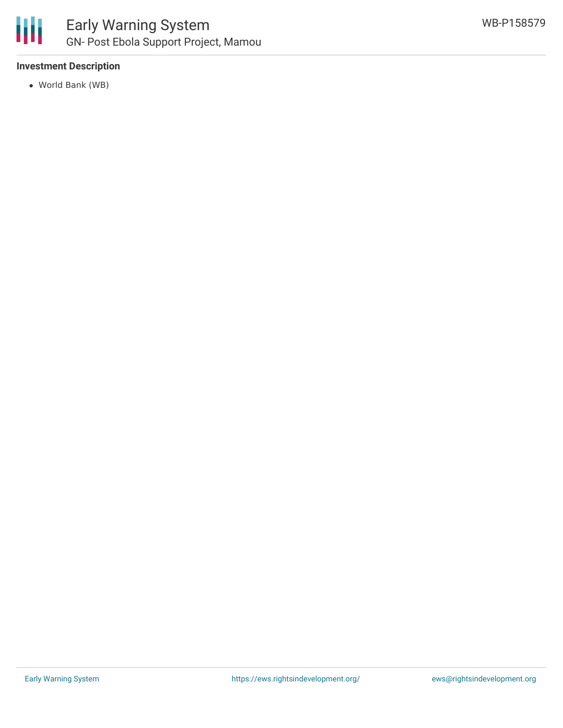### Investment Description

- World Bank (WB)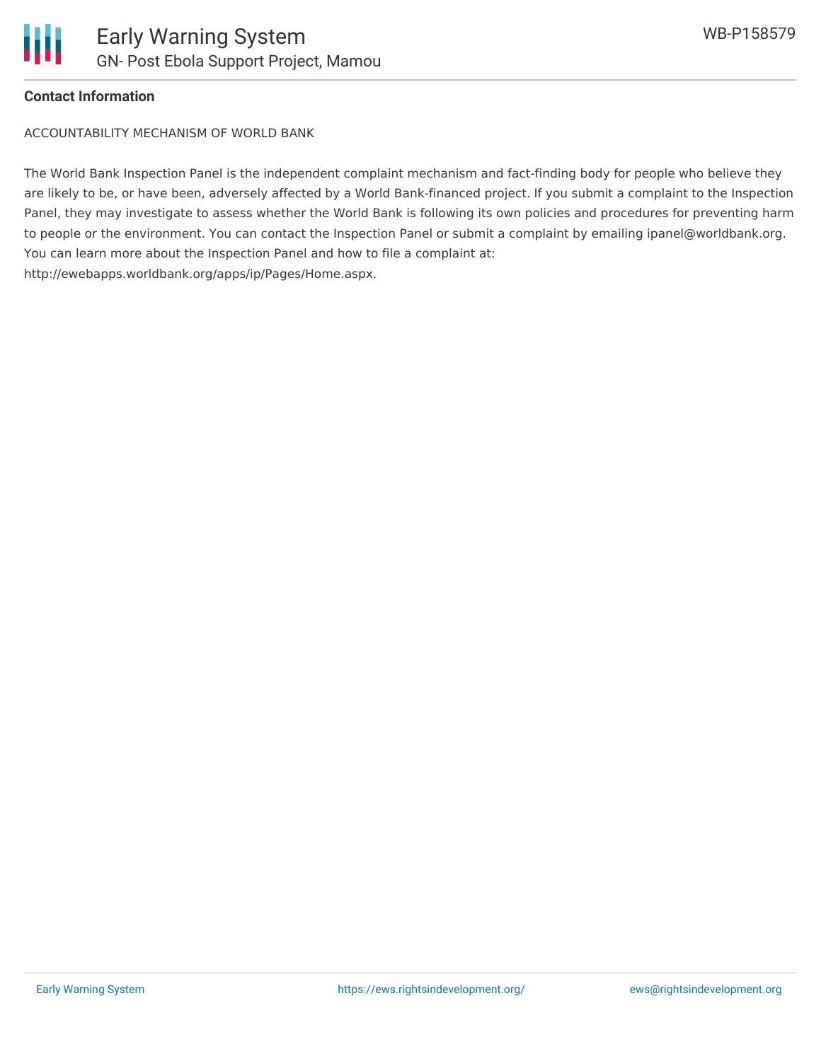**Contact Information**

ACCOUNTABILITY MECHANISM OF WORLD BANK

The World Bank Inspection Panel is the independent complaint mechanism and fact-finding body for people who believe they are likely to be, or have been, adversely affected by a World Bank-financed project. If you submit a complaint to the Inspection Panel, they may investigate to assess whether the World Bank is following its own policies and procedures for preventing harm to people or the environment. You can contact the Inspection Panel or submit a complaint by emailing ipanel@worldbank.org. You can learn more about the Inspection Panel and how to file a complaint at: http://ewebapps.worldbank.org/apps/ip/Pages/Home.aspx.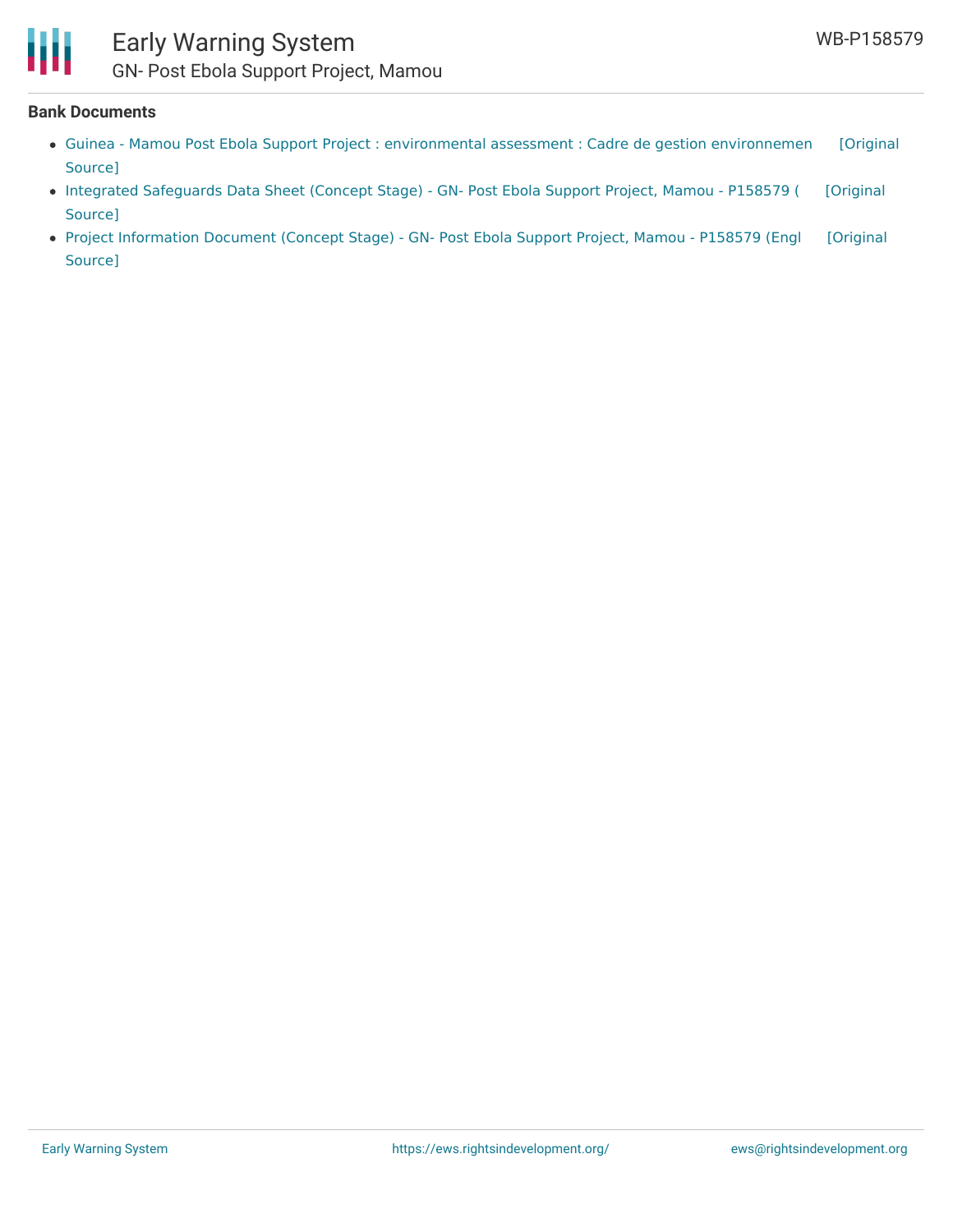**Bank Documents**

- Guinea - Mamou Post Ebola Support Project : environmental assessment : Cadre de gestion environnemen [Original Source]
- Integrated Safeguards Data Sheet (Concept Stage) - GN- Post Ebola Support Project, Mamou - P158579 ( [Original Source]
- Project Information Document (Concept Stage) - GN- Post Ebola Support Project, Mamou - P158579 (Engl [Original Source]